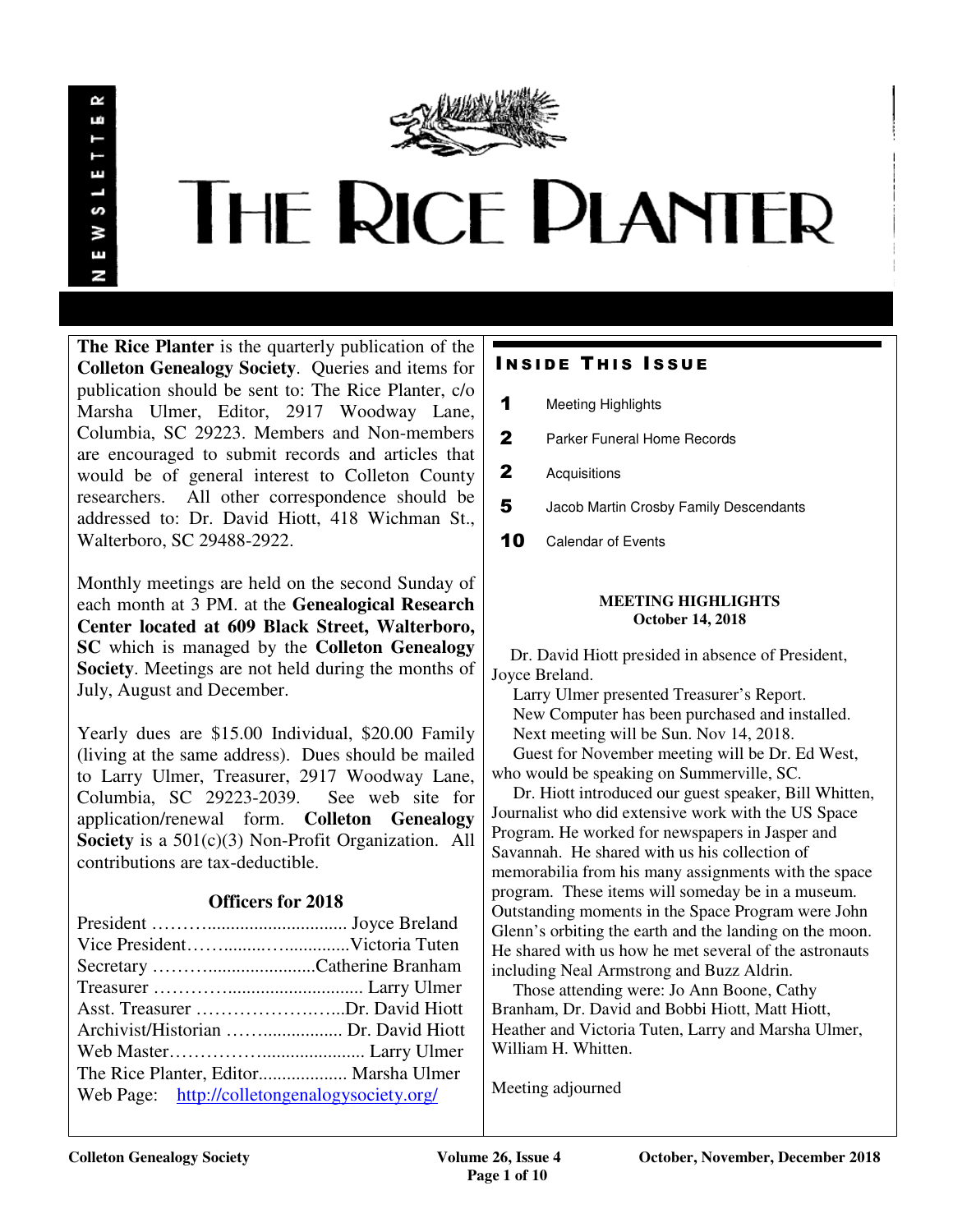# THE RICE PLANTER

NEWSLETTER

**The Rice Planter** is the quarterly publication of the **Colleton Genealogy Society**. Queries and items for publication should be sent to: The Rice Planter, c/o Marsha Ulmer, Editor, 2917 Woodway Lane, Columbia, SC 29223. Members and Non-members are encouraged to submit records and articles that would be of general interest to Colleton County researchers. All other correspondence should be addressed to: Dr. David Hiott, 418 Wichman St., Walterboro, SC 29488-2922.

Monthly meetings are held on the second Sunday of each month at 3 PM. at the **Genealogical Research Center located at 609 Black Street, Walterboro, SC** which is managed by the **Colleton Genealogy Society**. Meetings are not held during the months of July, August and December.

Yearly dues are $15.00 Individual, $20.00 Family (living at the same address). Dues should be mailed to Larry Ulmer, Treasurer, 2917 Woodway Lane, Columbia, SC 29223-2039. See web site for application/renewal form. **Colleton Genealogy Society** is a 501(c)(3) Non-Profit Organization. All contributions are tax-deductible.

### Officers for 2018

President ……….............................. Joyce Breland
Vice President……........…..............Victoria Tuten
Secretary ……….......................Catherine Branham
Treasurer ………….............................. Larry Ulmer
Asst. Treasurer ………………….…...Dr. David Hiott
Archivist/Historian ……................. Dr. David Hiott
Web Master……………...................... Larry Ulmer
The Rice Planter, Editor................... Marsha Ulmer
Web Page: http://colletongenalogysociety.org/

## INSIDE THIS ISSUE

- **1** Meeting Highlights
- **2** Parker Funeral Home Records
- **2** Acquisitions
- **5** Jacob Martin Crosby Family Descendants
- **10** Calendar of Events

### MEETING HIGHLIGHTS
**October 14, 2018**

Dr. David Hiott presided in absence of President, Joyce Breland.

Larry Ulmer presented Treasurer's Report.

New Computer has been purchased and installed.

Next meeting will be Sun. Nov 14, 2018.

Guest for November meeting will be Dr. Ed West, who would be speaking on Summerville, SC.

Dr. Hiott introduced our guest speaker, Bill Whitten, Journalist who did extensive work with the US Space Program. He worked for newspapers in Jasper and Savannah. He shared with us his collection of memorabilia from his many assignments with the space program. These items will someday be in a museum. Outstanding moments in the Space Program were John Glenn's orbiting the earth and the landing on the moon. He shared with us how he met several of the astronauts including Neal Armstrong and Buzz Aldrin.

Those attending were: Jo Ann Boone, Cathy Branham, Dr. David and Bobbi Hiott, Matt Hiott, Heather and Victoria Tuten, Larry and Marsha Ulmer, William H. Whitten.

Meeting adjourned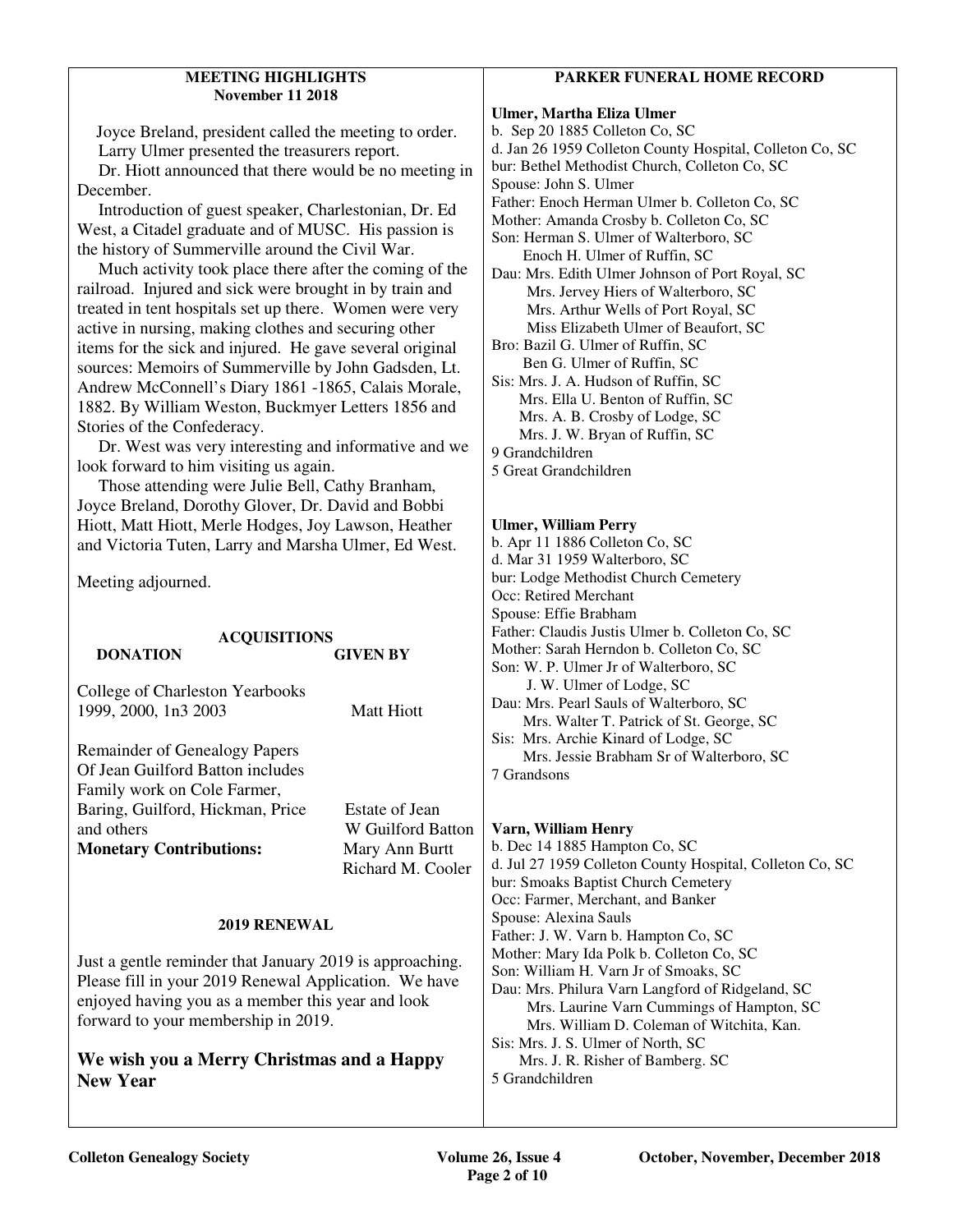## MEETING HIGHLIGHTS
**November 11 2018**

Joyce Breland, president called the meeting to order.

Larry Ulmer presented the treasurers report.

Dr. Hiott announced that there would be no meeting in December.

Introduction of guest speaker, Charlestonian, Dr. Ed West, a Citadel graduate and of MUSC. His passion is the history of Summerville around the Civil War.

Much activity took place there after the coming of the railroad. Injured and sick were brought in by train and treated in tent hospitals set up there. Women were very active in nursing, making clothes and securing other items for the sick and injured. He gave several original sources: Memoirs of Summerville by John Gadsden, Lt. Andrew McConnell's Diary 1861 -1865, Calais Morale, 1882. By William Weston, Buckmyer Letters 1856 and Stories of the Confederacy.

Dr. West was very interesting and informative and we look forward to him visiting us again.

Those attending were Julie Bell, Cathy Branham, Joyce Breland, Dorothy Glover, Dr. David and Bobbi Hiott, Matt Hiott, Merle Hodges, Joy Lawson, Heather and Victoria Tuten, Larry and Marsha Ulmer, Ed West.

Meeting adjourned.

## ACQUISITIONS

| DONATION | GIVEN BY |
|---|---|
| College of Charleston Yearbooks 1999, 2000, 1n3 2003 | Matt Hiott |
| Remainder of Genealogy Papers Of Jean Guilford Batton includes Family work on Cole Farmer, Baring, Guilford, Hickman, Price and others | Estate of Jean W Guilford Batton |
| **Monetary Contributions:** | Mary Ann Burtt<br>Richard M. Cooler |

## 2019 RENEWAL

Just a gentle reminder that January 2019 is approaching. Please fill in your 2019 Renewal Application. We have enjoyed having you as a member this year and look forward to your membership in 2019.

**We wish you a Merry Christmas and a Happy New Year**

## PARKER FUNERAL HOME RECORD

**Ulmer, Martha Eliza Ulmer**
b. Sep 20 1885 Colleton Co, SC
d. Jan 26 1959 Colleton County Hospital, Colleton Co, SC
bur: Bethel Methodist Church, Colleton Co, SC
Spouse: John S. Ulmer
Father: Enoch Herman Ulmer b. Colleton Co, SC
Mother: Amanda Crosby b. Colleton Co, SC
Son: Herman S. Ulmer of Walterboro, SC
Enoch H. Ulmer of Ruffin, SC
Dau: Mrs. Edith Ulmer Johnson of Port Royal, SC
Mrs. Jervey Hiers of Walterboro, SC
Mrs. Arthur Wells of Port Royal, SC
Miss Elizabeth Ulmer of Beaufort, SC
Bro: Bazil G. Ulmer of Ruffin, SC
Ben G. Ulmer of Ruffin, SC
Sis: Mrs. J. A. Hudson of Ruffin, SC
Mrs. Ella U. Benton of Ruffin, SC
Mrs. A. B. Crosby of Lodge, SC
Mrs. J. W. Bryan of Ruffin, SC
9 Grandchildren
5 Great Grandchildren

**Ulmer, William Perry**
b. Apr 11 1886 Colleton Co, SC
d. Mar 31 1959 Walterboro, SC
bur: Lodge Methodist Church Cemetery
Occ: Retired Merchant
Spouse: Effie Brabham
Father: Claudis Justis Ulmer b. Colleton Co, SC
Mother: Sarah Herndon b. Colleton Co, SC
Son: W. P. Ulmer Jr of Walterboro, SC
J. W. Ulmer of Lodge, SC
Dau: Mrs. Pearl Sauls of Walterboro, SC
Mrs. Walter T. Patrick of St. George, SC
Sis: Mrs. Archie Kinard of Lodge, SC
Mrs. Jessie Brabham Sr of Walterboro, SC
7 Grandsons

**Varn, William Henry**
b. Dec 14 1885 Hampton Co, SC
d. Jul 27 1959 Colleton County Hospital, Colleton Co, SC
bur: Smoaks Baptist Church Cemetery
Occ: Farmer, Merchant, and Banker
Spouse: Alexina Sauls
Father: J. W. Varn b. Hampton Co, SC
Mother: Mary Ida Polk b. Colleton Co, SC
Son: William H. Varn Jr of Smoaks, SC
Dau: Mrs. Philura Varn Langford of Ridgeland, SC
Mrs. Laurine Varn Cummings of Hampton, SC
Mrs. William D. Coleman of Witchita, Kan.
Sis: Mrs. J. S. Ulmer of North, SC
Mrs. J. R. Risher of Bamberg. SC
5 Grandchildren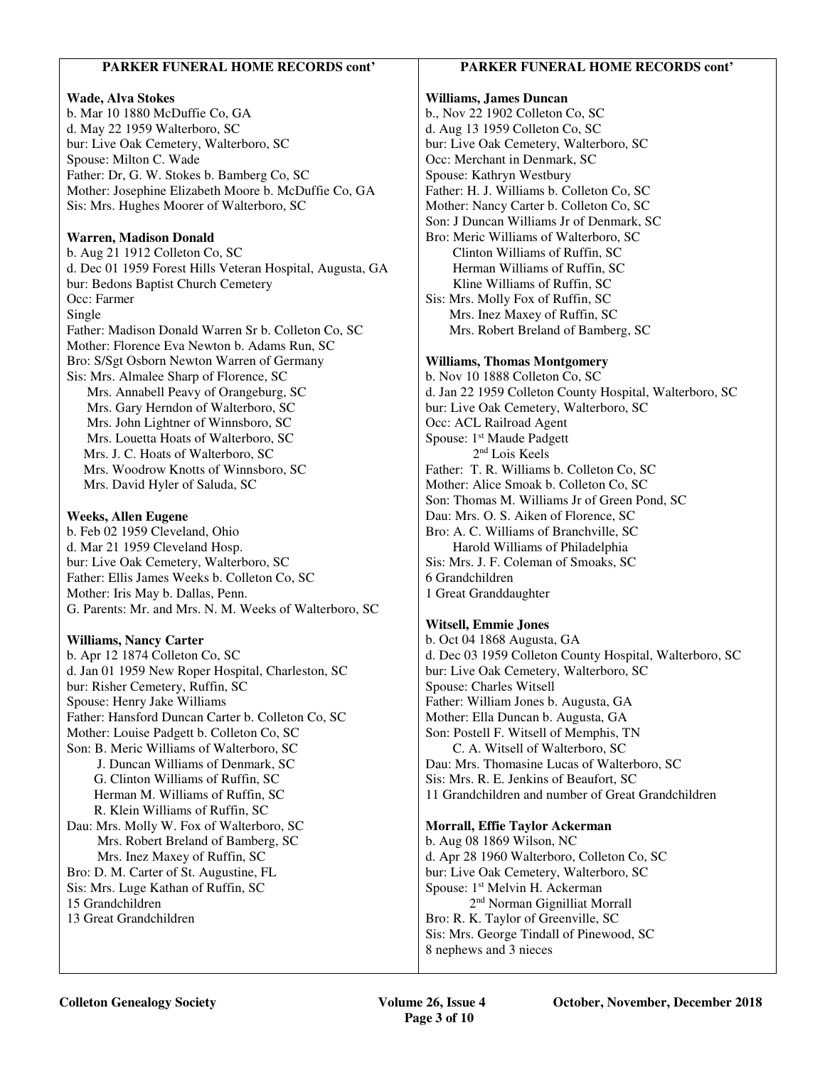## PARKER FUNERAL HOME RECORDS cont'

**Wade, Alva Stokes**
b. Mar 10 1880 McDuffie Co, GA
d. May 22 1959 Walterboro, SC
bur: Live Oak Cemetery, Walterboro, SC
Spouse: Milton C. Wade
Father: Dr, G. W. Stokes b. Bamberg Co, SC
Mother: Josephine Elizabeth Moore b. McDuffie Co, GA
Sis: Mrs. Hughes Moorer of Walterboro, SC

**Warren, Madison Donald**
b. Aug 21 1912 Colleton Co, SC
d. Dec 01 1959 Forest Hills Veteran Hospital, Augusta, GA
bur: Bedons Baptist Church Cemetery
Occ: Farmer
Single
Father: Madison Donald Warren Sr b. Colleton Co, SC
Mother: Florence Eva Newton b. Adams Run, SC
Bro: S/Sgt Osborn Newton Warren of Germany
Sis: Mrs. Almalee Sharp of Florence, SC
Mrs. Annabell Peavy of Orangeburg, SC
Mrs. Gary Herndon of Walterboro, SC
Mrs. John Lightner of Winnsboro, SC
Mrs. Louetta Hoats of Walterboro, SC
Mrs. J. C. Hoats of Walterboro, SC
Mrs. Woodrow Knotts of Winnsboro, SC
Mrs. David Hyler of Saluda, SC

**Weeks, Allen Eugene**
b. Feb 02 1959 Cleveland, Ohio
d. Mar 21 1959 Cleveland Hosp.
bur: Live Oak Cemetery, Walterboro, SC
Father: Ellis James Weeks b. Colleton Co, SC
Mother: Iris May b. Dallas, Penn.
G. Parents: Mr. and Mrs. N. M. Weeks of Walterboro, SC

**Williams, Nancy Carter**
b. Apr 12 1874 Colleton Co, SC
d. Jan 01 1959 New Roper Hospital, Charleston, SC
bur: Risher Cemetery, Ruffin, SC
Spouse: Henry Jake Williams
Father: Hansford Duncan Carter b. Colleton Co, SC
Mother: Louise Padgett b. Colleton Co, SC
Son: B. Meric Williams of Walterboro, SC
J. Duncan Williams of Denmark, SC
G. Clinton Williams of Ruffin, SC
Herman M. Williams of Ruffin, SC
R. Klein Williams of Ruffin, SC
Dau: Mrs. Molly W. Fox of Walterboro, SC
Mrs. Robert Breland of Bamberg, SC
Mrs. Inez Maxey of Ruffin, SC
Bro: D. M. Carter of St. Augustine, FL
Sis: Mrs. Luge Kathan of Ruffin, SC
15 Grandchildren
13 Great Grandchildren

## PARKER FUNERAL HOME RECORDS cont'

**Williams, James Duncan**
b., Nov 22 1902 Colleton Co, SC
d. Aug 13 1959 Colleton Co, SC
bur: Live Oak Cemetery, Walterboro, SC
Occ: Merchant in Denmark, SC
Spouse: Kathryn Westbury
Father: H. J. Williams b. Colleton Co, SC
Mother: Nancy Carter b. Colleton Co, SC
Son: J Duncan Williams Jr of Denmark, SC
Bro: Meric Williams of Walterboro, SC
Clinton Williams of Ruffin, SC
Herman Williams of Ruffin, SC
Kline Williams of Ruffin, SC
Sis: Mrs. Molly Fox of Ruffin, SC
Mrs. Inez Maxey of Ruffin, SC
Mrs. Robert Breland of Bamberg, SC

**Williams, Thomas Montgomery**
b. Nov 10 1888 Colleton Co, SC
d. Jan 22 1959 Colleton County Hospital, Walterboro, SC
bur: Live Oak Cemetery, Walterboro, SC
Occ: ACL Railroad Agent
Spouse: 1st Maude Padgett
2nd Lois Keels
Father: T. R. Williams b. Colleton Co, SC
Mother: Alice Smoak b. Colleton Co, SC
Son: Thomas M. Williams Jr of Green Pond, SC
Dau: Mrs. O. S. Aiken of Florence, SC
Bro: A. C. Williams of Branchville, SC
Harold Williams of Philadelphia
Sis: Mrs. J. F. Coleman of Smoaks, SC
6 Grandchildren
1 Great Granddaughter

**Witsell, Emmie Jones**
b. Oct 04 1868 Augusta, GA
d. Dec 03 1959 Colleton County Hospital, Walterboro, SC
bur: Live Oak Cemetery, Walterboro, SC
Spouse: Charles Witsell
Father: William Jones b. Augusta, GA
Mother: Ella Duncan b. Augusta, GA
Son: Postell F. Witsell of Memphis, TN
C. A. Witsell of Walterboro, SC
Dau: Mrs. Thomasine Lucas of Walterboro, SC
Sis: Mrs. R. E. Jenkins of Beaufort, SC
11 Grandchildren and number of Great Grandchildren

**Morrall, Effie Taylor Ackerman**
b. Aug 08 1869 Wilson, NC
d. Apr 28 1960 Walterboro, Colleton Co, SC
bur: Live Oak Cemetery, Walterboro, SC
Spouse: 1st Melvin H. Ackerman
2nd Norman Gignilliat Morrall
Bro: R. K. Taylor of Greenville, SC
Sis: Mrs. George Tindall of Pinewood, SC
8 nephews and 3 nieces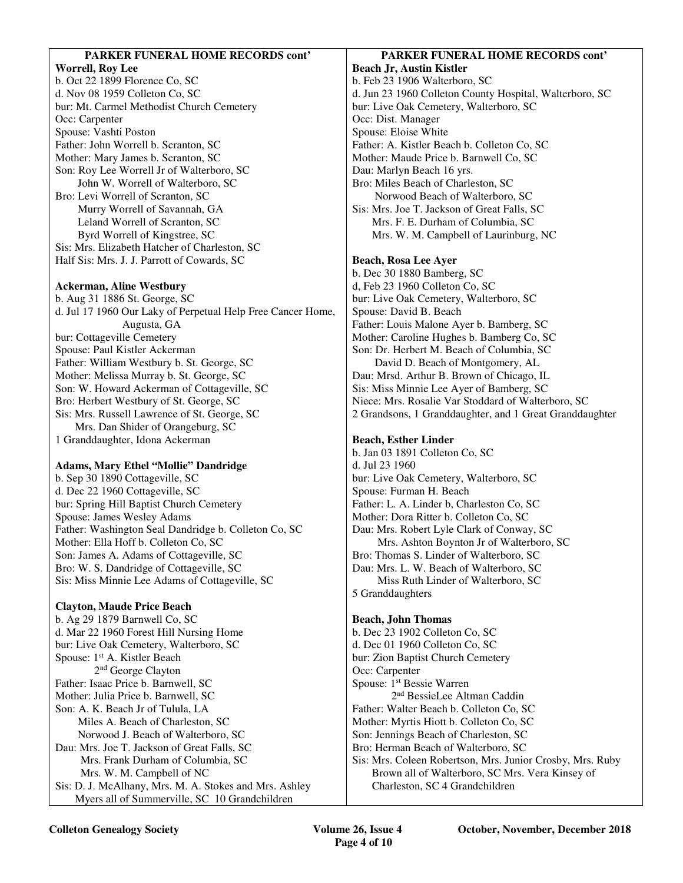**PARKER FUNERAL HOME RECORDS cont'**

**Worrell, Roy Lee**
b. Oct 22 1899 Florence Co, SC
d. Nov 08 1959 Colleton Co, SC
bur: Mt. Carmel Methodist Church Cemetery
Occ: Carpenter
Spouse: Vashti Poston
Father: John Worrell b. Scranton, SC
Mother: Mary James b. Scranton, SC
Son: Roy Lee Worrell Jr of Walterboro, SC
John W. Worrell of Walterboro, SC
Bro: Levi Worrell of Scranton, SC
Murry Worrell of Savannah, GA
Leland Worrell of Scranton, SC
Byrd Worrell of Kingstree, SC
Sis: Mrs. Elizabeth Hatcher of Charleston, SC
Half Sis: Mrs. J. J. Parrott of Cowards, SC

**Ackerman, Aline Westbury**
b. Aug 31 1886 St. George, SC
d. Jul 17 1960 Our Laky of Perpetual Help Free Cancer Home, Augusta, GA
bur: Cottageville Cemetery
Spouse: Paul Kistler Ackerman
Father: William Westbury b. St. George, SC
Mother: Melissa Murray b. St. George, SC
Son: W. Howard Ackerman of Cottageville, SC
Bro: Herbert Westbury of St. George, SC
Sis: Mrs. Russell Lawrence of St. George, SC
Mrs. Dan Shider of Orangeburg, SC
1 Granddaughter, Idona Ackerman

**Adams, Mary Ethel "Mollie" Dandridge**
b. Sep 30 1890 Cottageville, SC
d. Dec 22 1960 Cottageville, SC
bur: Spring Hill Baptist Church Cemetery
Spouse: James Wesley Adams
Father: Washington Seal Dandridge b. Colleton Co, SC
Mother: Ella Hoff b. Colleton Co, SC
Son: James A. Adams of Cottageville, SC
Bro: W. S. Dandridge of Cottageville, SC
Sis: Miss Minnie Lee Adams of Cottageville, SC

**Clayton, Maude Price Beach**
b. Ag 29 1879 Barnwell Co, SC
d. Mar 22 1960 Forest Hill Nursing Home
bur: Live Oak Cemetery, Walterboro, SC
Spouse: 1st A. Kistler Beach
2nd George Clayton
Father: Isaac Price b. Barnwell, SC
Mother: Julia Price b. Barnwell, SC
Son: A. K. Beach Jr of Tulula, LA
Miles A. Beach of Charleston, SC
Norwood J. Beach of Walterboro, SC
Dau: Mrs. Joe T. Jackson of Great Falls, SC
Mrs. Frank Durham of Columbia, SC
Mrs. W. M. Campbell of NC
Sis: D. J. McAlhany, Mrs. M. A. Stokes and Mrs. Ashley Myers all of Summerville, SC 10 Grandchildren

**PARKER FUNERAL HOME RECORDS cont'**

**Beach Jr, Austin Kistler**
b. Feb 23 1906 Walterboro, SC
d. Jun 23 1960 Colleton County Hospital, Walterboro, SC
bur: Live Oak Cemetery, Walterboro, SC
Occ: Dist. Manager
Spouse: Eloise White
Father: A. Kistler Beach b. Colleton Co, SC
Mother: Maude Price b. Barnwell Co, SC
Dau: Marlyn Beach 16 yrs.
Bro: Miles Beach of Charleston, SC
Norwood Beach of Walterboro, SC
Sis: Mrs. Joe T. Jackson of Great Falls, SC
Mrs. F. E. Durham of Columbia, SC
Mrs. W. M. Campbell of Laurinburg, NC

**Beach, Rosa Lee Ayer**
b. Dec 30 1880 Bamberg, SC
d, Feb 23 1960 Colleton Co, SC
bur: Live Oak Cemetery, Walterboro, SC
Spouse: David B. Beach
Father: Louis Malone Ayer b. Bamberg, SC
Mother: Caroline Hughes b. Bamberg Co, SC
Son: Dr. Herbert M. Beach of Columbia, SC
David D. Beach of Montgomery, AL
Dau: Mrsd. Arthur B. Brown of Chicago, IL
Sis: Miss Minnie Lee Ayer of Bamberg, SC
Niece: Mrs. Rosalie Var Stoddard of Walterboro, SC
2 Grandsons, 1 Granddaughter, and 1 Great Granddaughter

**Beach, Esther Linder**
b. Jan 03 1891 Colleton Co, SC
d. Jul 23 1960
bur: Live Oak Cemetery, Walterboro, SC
Spouse: Furman H. Beach
Father: L. A. Linder b, Charleston Co, SC
Mother: Dora Ritter b. Colleton Co, SC
Dau: Mrs. Robert Lyle Clark of Conway, SC
Mrs. Ashton Boynton Jr of Walterboro, SC
Bro: Thomas S. Linder of Walterboro, SC
Dau: Mrs. L. W. Beach of Walterboro, SC
Miss Ruth Linder of Walterboro, SC
5 Granddaughters

**Beach, John Thomas**
b. Dec 23 1902 Colleton Co, SC
d. Dec 01 1960 Colleton Co, SC
bur: Zion Baptist Church Cemetery
Occ: Carpenter
Spouse: 1st Bessie Warren
2nd BessieLee Altman Caddin
Father: Walter Beach b. Colleton Co, SC
Mother: Myrtis Hiott b. Colleton Co, SC
Son: Jennings Beach of Charleston, SC
Bro: Herman Beach of Walterboro, SC
Sis: Mrs. Coleen Robertson, Mrs. Junior Crosby, Mrs. Ruby Brown all of Walterboro, SC Mrs. Vera Kinsey of Charleston, SC 4 Grandchildren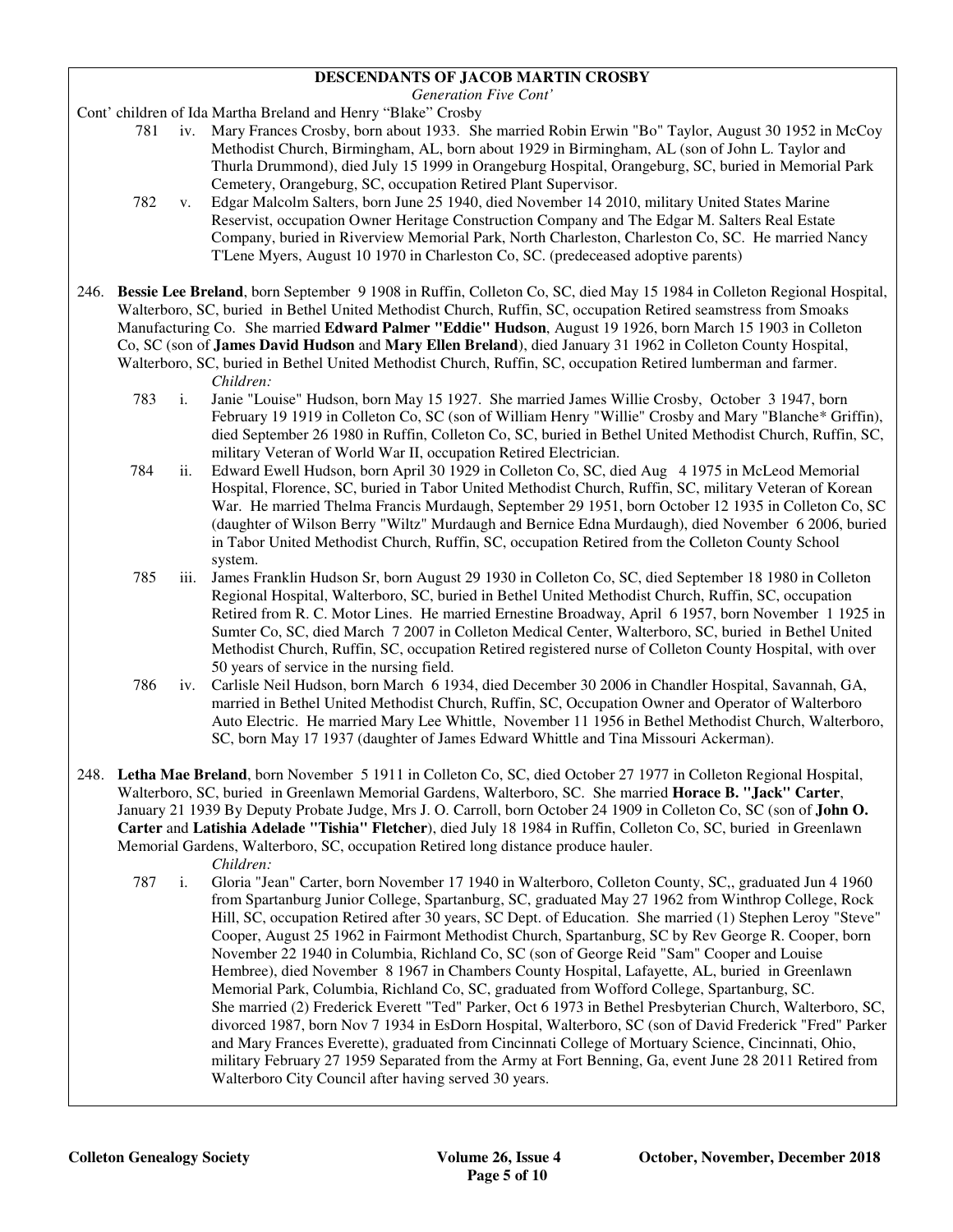**DESCENDANTS OF JACOB MARTIN CROSBY**

*Generation Five Cont'*

Cont' children of Ida Martha Breland and Henry "Blake" Crosby

781 iv. Mary Frances Crosby, born about 1933. She married Robin Erwin "Bo" Taylor, August 30 1952 in McCoy Methodist Church, Birmingham, AL, born about 1929 in Birmingham, AL (son of John L. Taylor and Thurla Drummond), died July 15 1999 in Orangeburg Hospital, Orangeburg, SC, buried in Memorial Park Cemetery, Orangeburg, SC, occupation Retired Plant Supervisor.

782 v. Edgar Malcolm Salters, born June 25 1940, died November 14 2010, military United States Marine Reservist, occupation Owner Heritage Construction Company and The Edgar M. Salters Real Estate Company, buried in Riverview Memorial Park, North Charleston, Charleston Co, SC. He married Nancy T'Lene Myers, August 10 1970 in Charleston Co, SC. (predeceased adoptive parents)

246. **Bessie Lee Breland**, born September 9 1908 in Ruffin, Colleton Co, SC, died May 15 1984 in Colleton Regional Hospital, Walterboro, SC, buried in Bethel United Methodist Church, Ruffin, SC, occupation Retired seamstress from Smoaks Manufacturing Co. She married **Edward Palmer "Eddie" Hudson**, August 19 1926, born March 15 1903 in Colleton Co, SC (son of **James David Hudson** and **Mary Ellen Breland**), died January 31 1962 in Colleton County Hospital, Walterboro, SC, buried in Bethel United Methodist Church, Ruffin, SC, occupation Retired lumberman and farmer.

*Children:*

783 i. Janie "Louise" Hudson, born May 15 1927. She married James Willie Crosby, October 3 1947, born February 19 1919 in Colleton Co, SC (son of William Henry "Willie" Crosby and Mary "Blanche* Griffin), died September 26 1980 in Ruffin, Colleton Co, SC, buried in Bethel United Methodist Church, Ruffin, SC, military Veteran of World War II, occupation Retired Electrician.

784 ii. Edward Ewell Hudson, born April 30 1929 in Colleton Co, SC, died Aug 4 1975 in McLeod Memorial Hospital, Florence, SC, buried in Tabor United Methodist Church, Ruffin, SC, military Veteran of Korean War. He married Thelma Francis Murdaugh, September 29 1951, born October 12 1935 in Colleton Co, SC (daughter of Wilson Berry "Wiltz" Murdaugh and Bernice Edna Murdaugh), died November 6 2006, buried in Tabor United Methodist Church, Ruffin, SC, occupation Retired from the Colleton County School system.

785 iii. James Franklin Hudson Sr, born August 29 1930 in Colleton Co, SC, died September 18 1980 in Colleton Regional Hospital, Walterboro, SC, buried in Bethel United Methodist Church, Ruffin, SC, occupation Retired from R. C. Motor Lines. He married Ernestine Broadway, April 6 1957, born November 1 1925 in Sumter Co, SC, died March 7 2007 in Colleton Medical Center, Walterboro, SC, buried in Bethel United Methodist Church, Ruffin, SC, occupation Retired registered nurse of Colleton County Hospital, with over 50 years of service in the nursing field.

786 iv. Carlisle Neil Hudson, born March 6 1934, died December 30 2006 in Chandler Hospital, Savannah, GA, married in Bethel United Methodist Church, Ruffin, SC, Occupation Owner and Operator of Walterboro Auto Electric. He married Mary Lee Whittle, November 11 1956 in Bethel Methodist Church, Walterboro, SC, born May 17 1937 (daughter of James Edward Whittle and Tina Missouri Ackerman).

248. **Letha Mae Breland**, born November 5 1911 in Colleton Co, SC, died October 27 1977 in Colleton Regional Hospital, Walterboro, SC, buried in Greenlawn Memorial Gardens, Walterboro, SC. She married **Horace B. "Jack" Carter**, January 21 1939 By Deputy Probate Judge, Mrs J. O. Carroll, born October 24 1909 in Colleton Co, SC (son of **John O. Carter** and **Latishia Adelade "Tishia" Fletcher**), died July 18 1984 in Ruffin, Colleton Co, SC, buried in Greenlawn Memorial Gardens, Walterboro, SC, occupation Retired long distance produce hauler.

*Children:*

787 i. Gloria "Jean" Carter, born November 17 1940 in Walterboro, Colleton County, SC,, graduated Jun 4 1960 from Spartanburg Junior College, Spartanburg, SC, graduated May 27 1962 from Winthrop College, Rock Hill, SC, occupation Retired after 30 years, SC Dept. of Education. She married (1) Stephen Leroy "Steve" Cooper, August 25 1962 in Fairmont Methodist Church, Spartanburg, SC by Rev George R. Cooper, born November 22 1940 in Columbia, Richland Co, SC (son of George Reid "Sam" Cooper and Louise Hembree), died November 8 1967 in Chambers County Hospital, Lafayette, AL, buried in Greenlawn Memorial Park, Columbia, Richland Co, SC, graduated from Wofford College, Spartanburg, SC. She married (2) Frederick Everett "Ted" Parker, Oct 6 1973 in Bethel Presbyterian Church, Walterboro, SC, divorced 1987, born Nov 7 1934 in EsDorn Hospital, Walterboro, SC (son of David Frederick "Fred" Parker and Mary Frances Everette), graduated from Cincinnati College of Mortuary Science, Cincinnati, Ohio, military February 27 1959 Separated from the Army at Fort Benning, Ga, event June 28 2011 Retired from Walterboro City Council after having served 30 years.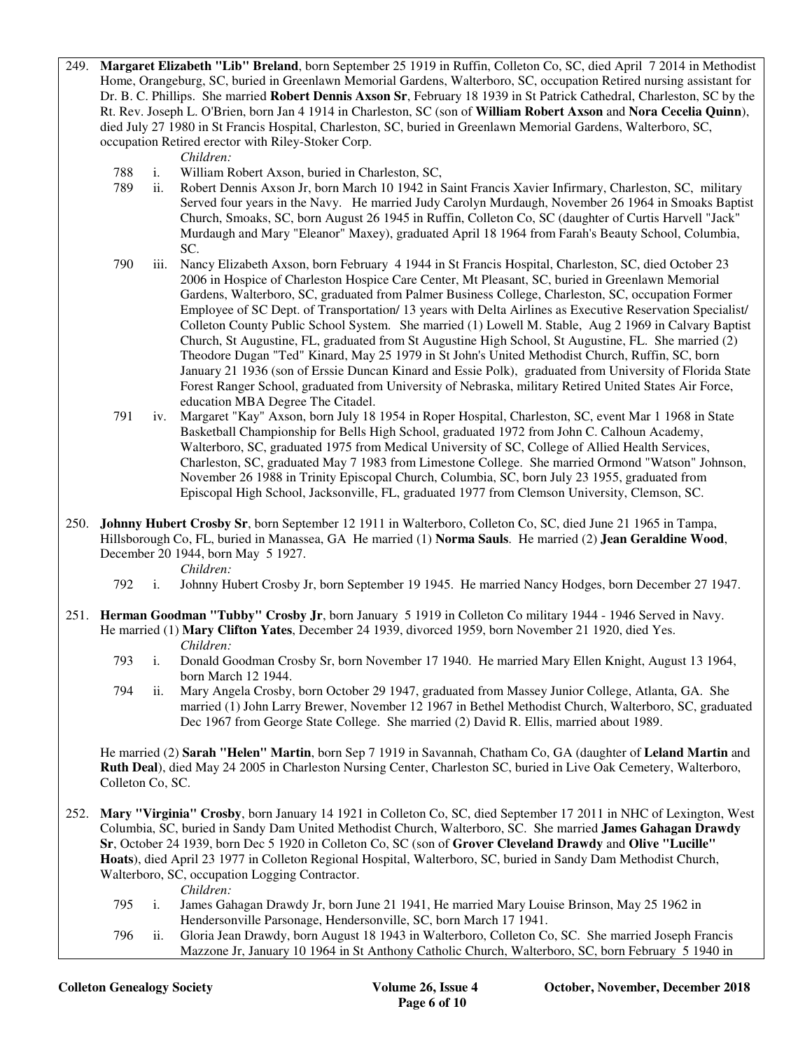249. **Margaret Elizabeth "Lib" Breland**, born September 25 1919 in Ruffin, Colleton Co, SC, died April 7 2014 in Methodist Home, Orangeburg, SC, buried in Greenlawn Memorial Gardens, Walterboro, SC, occupation Retired nursing assistant for Dr. B. C. Phillips. She married **Robert Dennis Axson Sr**, February 18 1939 in St Patrick Cathedral, Charleston, SC by the Rt. Rev. Joseph L. O'Brien, born Jan 4 1914 in Charleston, SC (son of **William Robert Axson** and **Nora Cecelia Quinn**), died July 27 1980 in St Francis Hospital, Charleston, SC, buried in Greenlawn Memorial Gardens, Walterboro, SC, occupation Retired erector with Riley-Stoker Corp.

*Children:*

- 788 i. William Robert Axson, buried in Charleston, SC,
- 789 ii. Robert Dennis Axson Jr, born March 10 1942 in Saint Francis Xavier Infirmary, Charleston, SC, military Served four years in the Navy. He married Judy Carolyn Murdaugh, November 26 1964 in Smoaks Baptist Church, Smoaks, SC, born August 26 1945 in Ruffin, Colleton Co, SC (daughter of Curtis Harvell "Jack" Murdaugh and Mary "Eleanor" Maxey), graduated April 18 1964 from Farah's Beauty School, Columbia, SC.
- 790 iii. Nancy Elizabeth Axson, born February 4 1944 in St Francis Hospital, Charleston, SC, died October 23 2006 in Hospice of Charleston Hospice Care Center, Mt Pleasant, SC, buried in Greenlawn Memorial Gardens, Walterboro, SC, graduated from Palmer Business College, Charleston, SC, occupation Former Employee of SC Dept. of Transportation/ 13 years with Delta Airlines as Executive Reservation Specialist/ Colleton County Public School System. She married (1) Lowell M. Stable, Aug 2 1969 in Calvary Baptist Church, St Augustine, FL, graduated from St Augustine High School, St Augustine, FL. She married (2) Theodore Dugan "Ted" Kinard, May 25 1979 in St John's United Methodist Church, Ruffin, SC, born January 21 1936 (son of Erssie Duncan Kinard and Essie Polk), graduated from University of Florida State Forest Ranger School, graduated from University of Nebraska, military Retired United States Air Force, education MBA Degree The Citadel.
- 791 iv. Margaret "Kay" Axson, born July 18 1954 in Roper Hospital, Charleston, SC, event Mar 1 1968 in State Basketball Championship for Bells High School, graduated 1972 from John C. Calhoun Academy, Walterboro, SC, graduated 1975 from Medical University of SC, College of Allied Health Services, Charleston, SC, graduated May 7 1983 from Limestone College. She married Ormond "Watson" Johnson, November 26 1988 in Trinity Episcopal Church, Columbia, SC, born July 23 1955, graduated from Episcopal High School, Jacksonville, FL, graduated 1977 from Clemson University, Clemson, SC.

250. **Johnny Hubert Crosby Sr**, born September 12 1911 in Walterboro, Colleton Co, SC, died June 21 1965 in Tampa, Hillsborough Co, FL, buried in Manassea, GA He married (1) **Norma Sauls**. He married (2) **Jean Geraldine Wood**, December 20 1944, born May 5 1927.

*Children:*

- 792 i. Johnny Hubert Crosby Jr, born September 19 1945. He married Nancy Hodges, born December 27 1947.

251. **Herman Goodman "Tubby" Crosby Jr**, born January 5 1919 in Colleton Co military 1944 - 1946 Served in Navy. He married (1) **Mary Clifton Yates**, December 24 1939, divorced 1959, born November 21 1920, died Yes.

*Children:*

- 793 i. Donald Goodman Crosby Sr, born November 17 1940. He married Mary Ellen Knight, August 13 1964, born March 12 1944.
- 794 ii. Mary Angela Crosby, born October 29 1947, graduated from Massey Junior College, Atlanta, GA. She married (1) John Larry Brewer, November 12 1967 in Bethel Methodist Church, Walterboro, SC, graduated Dec 1967 from George State College. She married (2) David R. Ellis, married about 1989.

He married (2) **Sarah "Helen" Martin**, born Sep 7 1919 in Savannah, Chatham Co, GA (daughter of **Leland Martin** and **Ruth Deal**), died May 24 2005 in Charleston Nursing Center, Charleston SC, buried in Live Oak Cemetery, Walterboro, Colleton Co, SC.

252. **Mary "Virginia" Crosby**, born January 14 1921 in Colleton Co, SC, died September 17 2011 in NHC of Lexington, West Columbia, SC, buried in Sandy Dam United Methodist Church, Walterboro, SC. She married **James Gahagan Drawdy Sr**, October 24 1939, born Dec 5 1920 in Colleton Co, SC (son of **Grover Cleveland Drawdy** and **Olive "Lucille" Hoats**), died April 23 1977 in Colleton Regional Hospital, Walterboro, SC, buried in Sandy Dam Methodist Church, Walterboro, SC, occupation Logging Contractor.

*Children:*

- 795 i. James Gahagan Drawdy Jr, born June 21 1941, He married Mary Louise Brinson, May 25 1962 in Hendersonville Parsonage, Hendersonville, SC, born March 17 1941.
- 796 ii. Gloria Jean Drawdy, born August 18 1943 in Walterboro, Colleton Co, SC. She married Joseph Francis Mazzone Jr, January 10 1964 in St Anthony Catholic Church, Walterboro, SC, born February 5 1940 in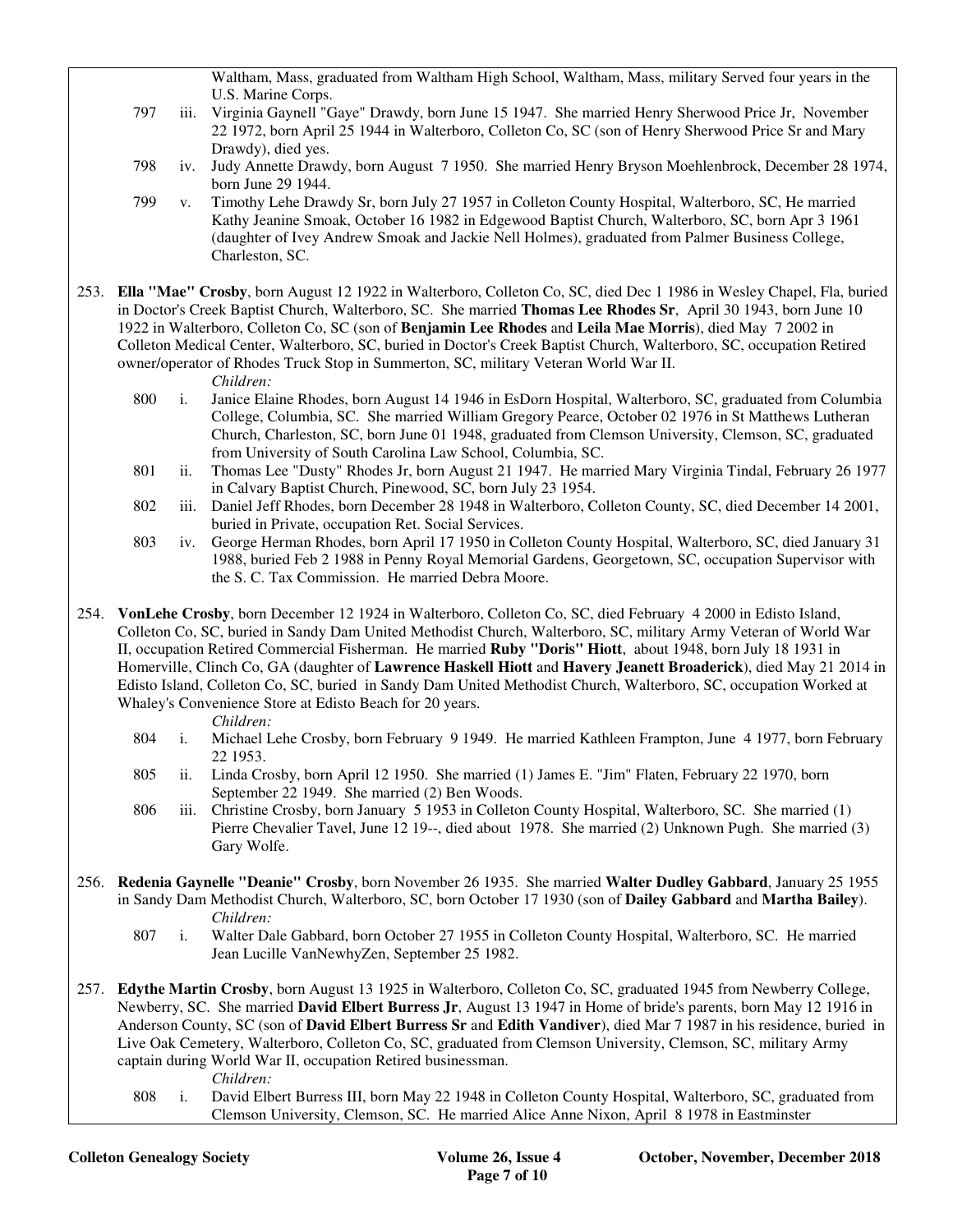Waltham, Mass, graduated from Waltham High School, Waltham, Mass, military Served four years in the U.S. Marine Corps.

797 iii. Virginia Gaynell "Gaye" Drawdy, born June 15 1947. She married Henry Sherwood Price Jr, November 22 1972, born April 25 1944 in Walterboro, Colleton Co, SC (son of Henry Sherwood Price Sr and Mary Drawdy), died yes.

798 iv. Judy Annette Drawdy, born August 7 1950. She married Henry Bryson Moehlenbrock, December 28 1974, born June 29 1944.

799 v. Timothy Lehe Drawdy Sr, born July 27 1957 in Colleton County Hospital, Walterboro, SC, He married Kathy Jeanine Smoak, October 16 1982 in Edgewood Baptist Church, Walterboro, SC, born Apr 3 1961 (daughter of Ivey Andrew Smoak and Jackie Nell Holmes), graduated from Palmer Business College, Charleston, SC.

253. **Ella "Mae" Crosby**, born August 12 1922 in Walterboro, Colleton Co, SC, died Dec 1 1986 in Wesley Chapel, Fla, buried in Doctor's Creek Baptist Church, Walterboro, SC. She married **Thomas Lee Rhodes Sr**, April 30 1943, born June 10 1922 in Walterboro, Colleton Co, SC (son of **Benjamin Lee Rhodes** and **Leila Mae Morris**), died May 7 2002 in Colleton Medical Center, Walterboro, SC, buried in Doctor's Creek Baptist Church, Walterboro, SC, occupation Retired owner/operator of Rhodes Truck Stop in Summerton, SC, military Veteran World War II.

*Children:*

800 i. Janice Elaine Rhodes, born August 14 1946 in EsDorn Hospital, Walterboro, SC, graduated from Columbia College, Columbia, SC. She married William Gregory Pearce, October 02 1976 in St Matthews Lutheran Church, Charleston, SC, born June 01 1948, graduated from Clemson University, Clemson, SC, graduated from University of South Carolina Law School, Columbia, SC.

801 ii. Thomas Lee "Dusty" Rhodes Jr, born August 21 1947. He married Mary Virginia Tindal, February 26 1977 in Calvary Baptist Church, Pinewood, SC, born July 23 1954.

802 iii. Daniel Jeff Rhodes, born December 28 1948 in Walterboro, Colleton County, SC, died December 14 2001, buried in Private, occupation Ret. Social Services.

803 iv. George Herman Rhodes, born April 17 1950 in Colleton County Hospital, Walterboro, SC, died January 31 1988, buried Feb 2 1988 in Penny Royal Memorial Gardens, Georgetown, SC, occupation Supervisor with the S. C. Tax Commission. He married Debra Moore.

254. **VonLehe Crosby**, born December 12 1924 in Walterboro, Colleton Co, SC, died February 4 2000 in Edisto Island, Colleton Co, SC, buried in Sandy Dam United Methodist Church, Walterboro, SC, military Army Veteran of World War II, occupation Retired Commercial Fisherman. He married **Ruby "Doris" Hiott**, about 1948, born July 18 1931 in Homerville, Clinch Co, GA (daughter of **Lawrence Haskell Hiott** and **Havery Jeanett Broaderick**), died May 21 2014 in Edisto Island, Colleton Co, SC, buried in Sandy Dam United Methodist Church, Walterboro, SC, occupation Worked at Whaley's Convenience Store at Edisto Beach for 20 years.

*Children:*

804 i. Michael Lehe Crosby, born February 9 1949. He married Kathleen Frampton, June 4 1977, born February 22 1953.

805 ii. Linda Crosby, born April 12 1950. She married (1) James E. "Jim" Flaten, February 22 1970, born September 22 1949. She married (2) Ben Woods.

806 iii. Christine Crosby, born January 5 1953 in Colleton County Hospital, Walterboro, SC. She married (1) Pierre Chevalier Tavel, June 12 19--, died about 1978. She married (2) Unknown Pugh. She married (3) Gary Wolfe.

256. **Redenia Gaynelle "Deanie" Crosby**, born November 26 1935. She married **Walter Dudley Gabbard**, January 25 1955 in Sandy Dam Methodist Church, Walterboro, SC, born October 17 1930 (son of **Dailey Gabbard** and **Martha Bailey**).

*Children:*

807 i. Walter Dale Gabbard, born October 27 1955 in Colleton County Hospital, Walterboro, SC. He married Jean Lucille VanNewhyZen, September 25 1982.

257. **Edythe Martin Crosby**, born August 13 1925 in Walterboro, Colleton Co, SC, graduated 1945 from Newberry College, Newberry, SC. She married **David Elbert Burress Jr**, August 13 1947 in Home of bride's parents, born May 12 1916 in Anderson County, SC (son of **David Elbert Burress Sr** and **Edith Vandiver**), died Mar 7 1987 in his residence, buried in Live Oak Cemetery, Walterboro, Colleton Co, SC, graduated from Clemson University, Clemson, SC, military Army captain during World War II, occupation Retired businessman.

*Children:*

808 i. David Elbert Burress III, born May 22 1948 in Colleton County Hospital, Walterboro, SC, graduated from Clemson University, Clemson, SC. He married Alice Anne Nixon, April 8 1978 in Eastminster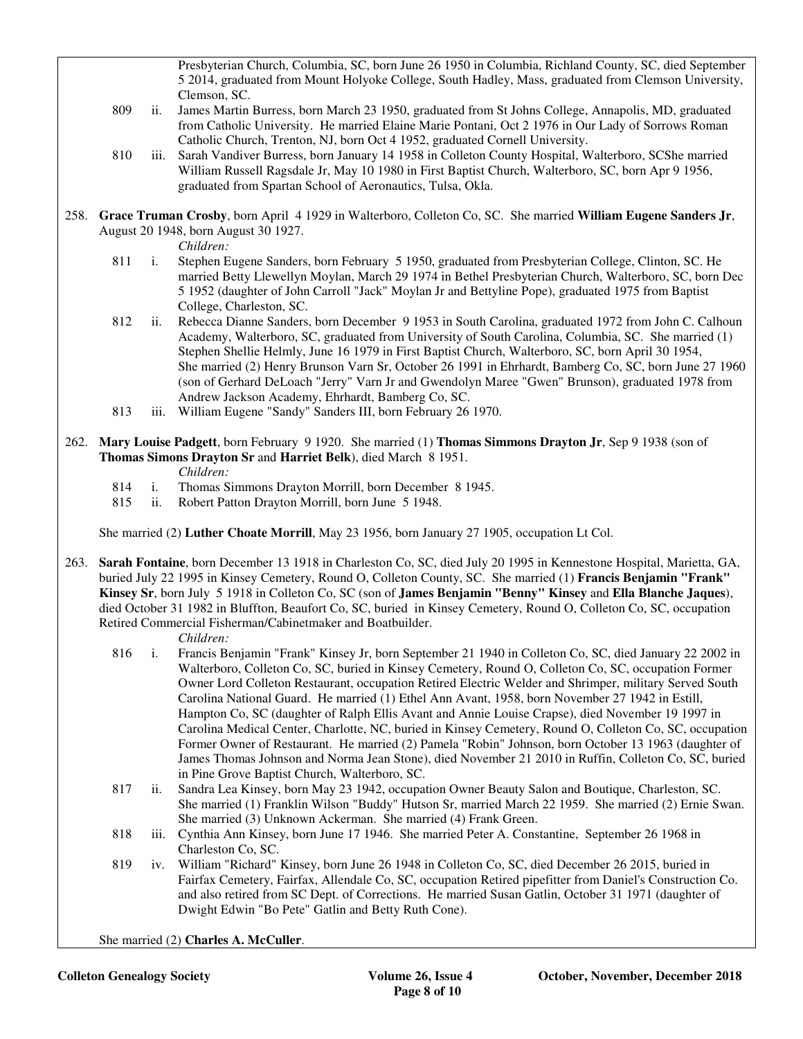Presbyterian Church, Columbia, SC, born June 26 1950 in Columbia, Richland County, SC, died September 5 2014, graduated from Mount Holyoke College, South Hadley, Mass, graduated from Clemson University, Clemson, SC.

- 809 ii. James Martin Burress, born March 23 1950, graduated from St Johns College, Annapolis, MD, graduated from Catholic University. He married Elaine Marie Pontani, Oct 2 1976 in Our Lady of Sorrows Roman Catholic Church, Trenton, NJ, born Oct 4 1952, graduated Cornell University.
- 810 iii. Sarah Vandiver Burress, born January 14 1958 in Colleton County Hospital, Walterboro, SCShe married William Russell Ragsdale Jr, May 10 1980 in First Baptist Church, Walterboro, SC, born Apr 9 1956, graduated from Spartan School of Aeronautics, Tulsa, Okla.

258. **Grace Truman Crosby**, born April 4 1929 in Walterboro, Colleton Co, SC. She married **William Eugene Sanders Jr**, August 20 1948, born August 30 1927.

*Children:*

- 811 i. Stephen Eugene Sanders, born February 5 1950, graduated from Presbyterian College, Clinton, SC. He married Betty Llewellyn Moylan, March 29 1974 in Bethel Presbyterian Church, Walterboro, SC, born Dec 5 1952 (daughter of John Carroll "Jack" Moylan Jr and Bettyline Pope), graduated 1975 from Baptist College, Charleston, SC.
- 812 ii. Rebecca Dianne Sanders, born December 9 1953 in South Carolina, graduated 1972 from John C. Calhoun Academy, Walterboro, SC, graduated from University of South Carolina, Columbia, SC. She married (1) Stephen Shellie Helmly, June 16 1979 in First Baptist Church, Walterboro, SC, born April 30 1954, She married (2) Henry Brunson Varn Sr, October 26 1991 in Ehrhardt, Bamberg Co, SC, born June 27 1960 (son of Gerhard DeLoach "Jerry" Varn Jr and Gwendolyn Maree "Gwen" Brunson), graduated 1978 from Andrew Jackson Academy, Ehrhardt, Bamberg Co, SC.
- 813 iii. William Eugene "Sandy" Sanders III, born February 26 1970.

262. **Mary Louise Padgett**, born February 9 1920. She married (1) **Thomas Simmons Drayton Jr**, Sep 9 1938 (son of **Thomas Simons Drayton Sr** and **Harriet Belk**), died March 8 1951.

*Children:*

- 814 i. Thomas Simmons Drayton Morrill, born December 8 1945.
- 815 ii. Robert Patton Drayton Morrill, born June 5 1948.

She married (2) **Luther Choate Morrill**, May 23 1956, born January 27 1905, occupation Lt Col.

263. **Sarah Fontaine**, born December 13 1918 in Charleston Co, SC, died July 20 1995 in Kennestone Hospital, Marietta, GA, buried July 22 1995 in Kinsey Cemetery, Round O, Colleton County, SC. She married (1) **Francis Benjamin "Frank" Kinsey Sr**, born July 5 1918 in Colleton Co, SC (son of **James Benjamin "Benny" Kinsey** and **Ella Blanche Jaques**), died October 31 1982 in Bluffton, Beaufort Co, SC, buried in Kinsey Cemetery, Round O, Colleton Co, SC, occupation Retired Commercial Fisherman/Cabinetmaker and Boatbuilder.

*Children:*

- 816 i. Francis Benjamin "Frank" Kinsey Jr, born September 21 1940 in Colleton Co, SC, died January 22 2002 in Walterboro, Colleton Co, SC, buried in Kinsey Cemetery, Round O, Colleton Co, SC, occupation Former Owner Lord Colleton Restaurant, occupation Retired Electric Welder and Shrimper, military Served South Carolina National Guard. He married (1) Ethel Ann Avant, 1958, born November 27 1942 in Estill, Hampton Co, SC (daughter of Ralph Ellis Avant and Annie Louise Crapse), died November 19 1997 in Carolina Medical Center, Charlotte, NC, buried in Kinsey Cemetery, Round O, Colleton Co, SC, occupation Former Owner of Restaurant. He married (2) Pamela "Robin" Johnson, born October 13 1963 (daughter of James Thomas Johnson and Norma Jean Stone), died November 21 2010 in Ruffin, Colleton Co, SC, buried in Pine Grove Baptist Church, Walterboro, SC.
- 817 ii. Sandra Lea Kinsey, born May 23 1942, occupation Owner Beauty Salon and Boutique, Charleston, SC. She married (1) Franklin Wilson "Buddy" Hutson Sr, married March 22 1959. She married (2) Ernie Swan. She married (3) Unknown Ackerman. She married (4) Frank Green.
- 818 iii. Cynthia Ann Kinsey, born June 17 1946. She married Peter A. Constantine, September 26 1968 in Charleston Co, SC.
- 819 iv. William "Richard" Kinsey, born June 26 1948 in Colleton Co, SC, died December 26 2015, buried in Fairfax Cemetery, Fairfax, Allendale Co, SC, occupation Retired pipefitter from Daniel's Construction Co. and also retired from SC Dept. of Corrections. He married Susan Gatlin, October 31 1971 (daughter of Dwight Edwin "Bo Pete" Gatlin and Betty Ruth Cone).

She married (2) **Charles A. McCuller**.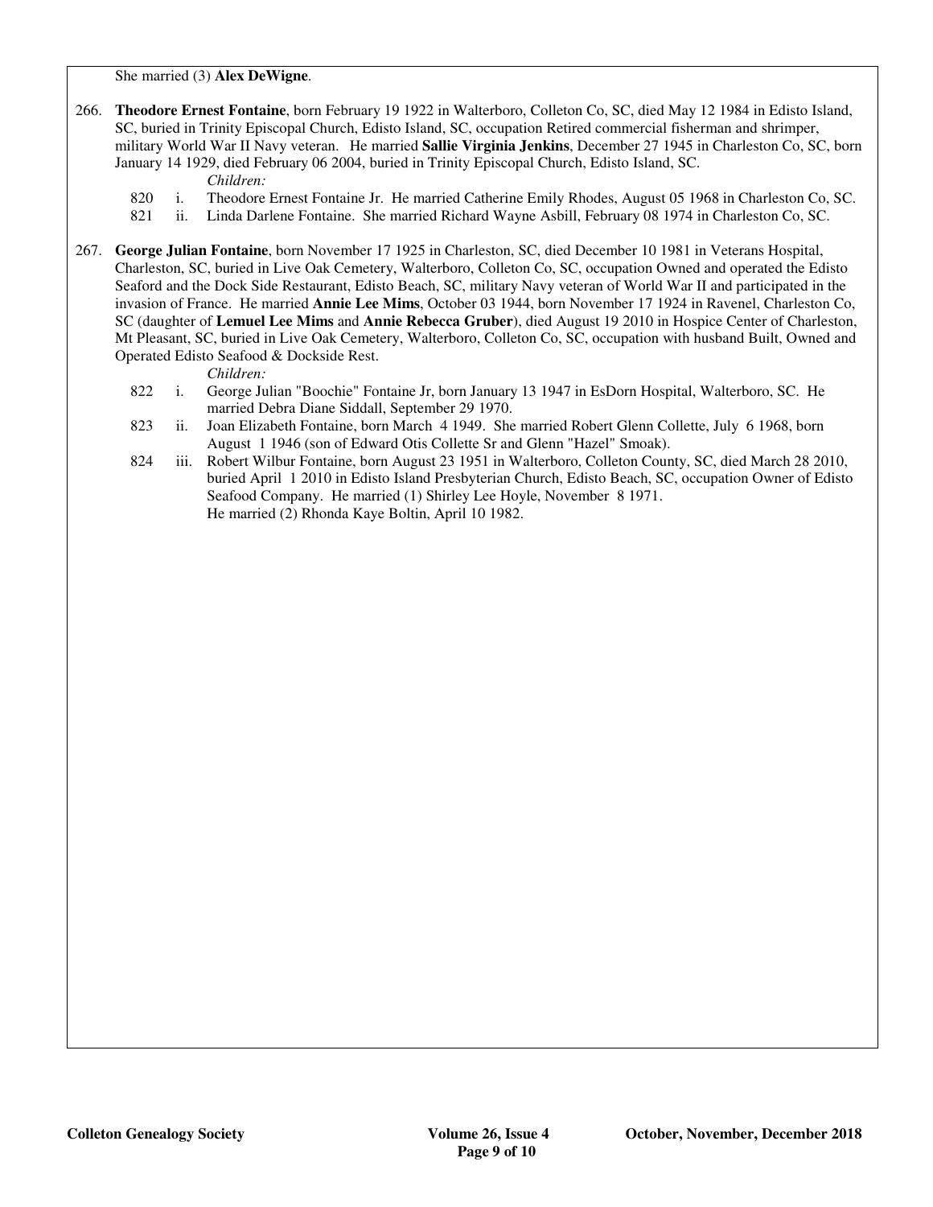She married (3) **Alex DeWigne**.

266. **Theodore Ernest Fontaine**, born February 19 1922 in Walterboro, Colleton Co, SC, died May 12 1984 in Edisto Island, SC, buried in Trinity Episcopal Church, Edisto Island, SC, occupation Retired commercial fisherman and shrimper, military World War II Navy veteran. He married **Sallie Virginia Jenkins**, December 27 1945 in Charleston Co, SC, born January 14 1929, died February 06 2004, buried in Trinity Episcopal Church, Edisto Island, SC.

   *Children:*

   820 i. Theodore Ernest Fontaine Jr. He married Catherine Emily Rhodes, August 05 1968 in Charleston Co, SC.
   
   821 ii. Linda Darlene Fontaine. She married Richard Wayne Asbill, February 08 1974 in Charleston Co, SC.

267. **George Julian Fontaine**, born November 17 1925 in Charleston, SC, died December 10 1981 in Veterans Hospital, Charleston, SC, buried in Live Oak Cemetery, Walterboro, Colleton Co, SC, occupation Owned and operated the Edisto Seaford and the Dock Side Restaurant, Edisto Beach, SC, military Navy veteran of World War II and participated in the invasion of France. He married **Annie Lee Mims**, October 03 1944, born November 17 1924 in Ravenel, Charleston Co, SC (daughter of **Lemuel Lee Mims** and **Annie Rebecca Gruber**), died August 19 2010 in Hospice Center of Charleston, Mt Pleasant, SC, buried in Live Oak Cemetery, Walterboro, Colleton Co, SC, occupation with husband Built, Owned and Operated Edisto Seafood & Dockside Rest.

   *Children:*

   822 i. George Julian "Boochie" Fontaine Jr, born January 13 1947 in EsDorn Hospital, Walterboro, SC. He married Debra Diane Siddall, September 29 1970.
   
   823 ii. Joan Elizabeth Fontaine, born March 4 1949. She married Robert Glenn Collette, July 6 1968, born August 1 1946 (son of Edward Otis Collette Sr and Glenn "Hazel" Smoak).
   
   824 iii. Robert Wilbur Fontaine, born August 23 1951 in Walterboro, Colleton County, SC, died March 28 2010, buried April 1 2010 in Edisto Island Presbyterian Church, Edisto Beach, SC, occupation Owner of Edisto Seafood Company. He married (1) Shirley Lee Hoyle, November 8 1971.
   He married (2) Rhonda Kaye Boltin, April 10 1982.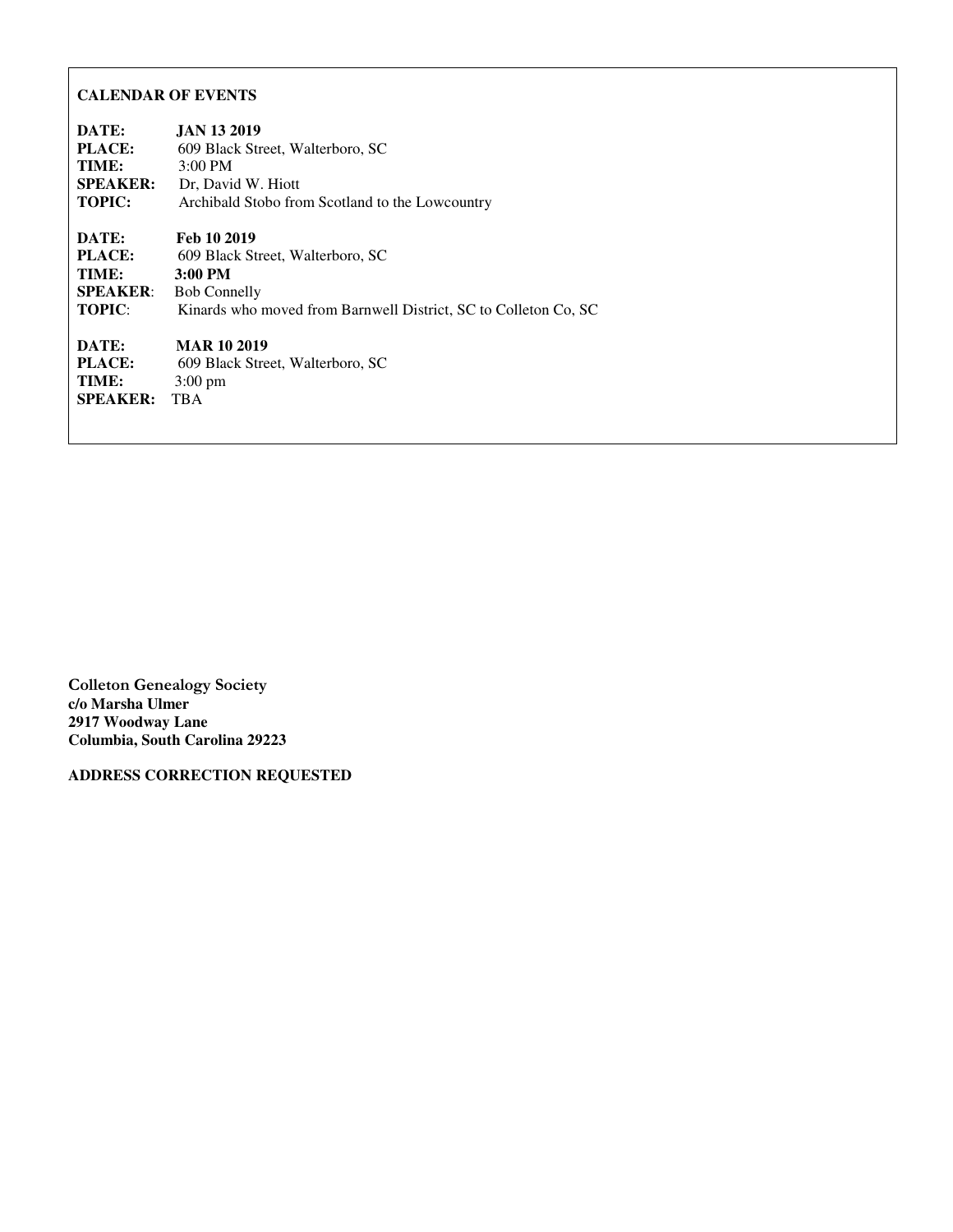**CALENDAR OF EVENTS**

**DATE:** **JAN 13 2019**
**PLACE:** 609 Black Street, Walterboro, SC
**TIME:** 3:00 PM
**SPEAKER:** Dr, David W. Hiott
**TOPIC:** Archibald Stobo from Scotland to the Lowcountry

**DATE:** **Feb 10 2019**
**PLACE:** 609 Black Street, Walterboro, SC
**TIME:** **3:00 PM**
**SPEAKER**: Bob Connelly
**TOPIC**: Kinards who moved from Barnwell District, SC to Colleton Co, SC

**DATE:** **MAR 10 2019**
**PLACE:** 609 Black Street, Walterboro, SC
**TIME:** 3:00 pm
**SPEAKER:** TBA

**Colleton Genealogy Society**
**c/o Marsha Ulmer**
**2917 Woodway Lane**
**Columbia, South Carolina 29223**

**ADDRESS CORRECTION REQUESTED**